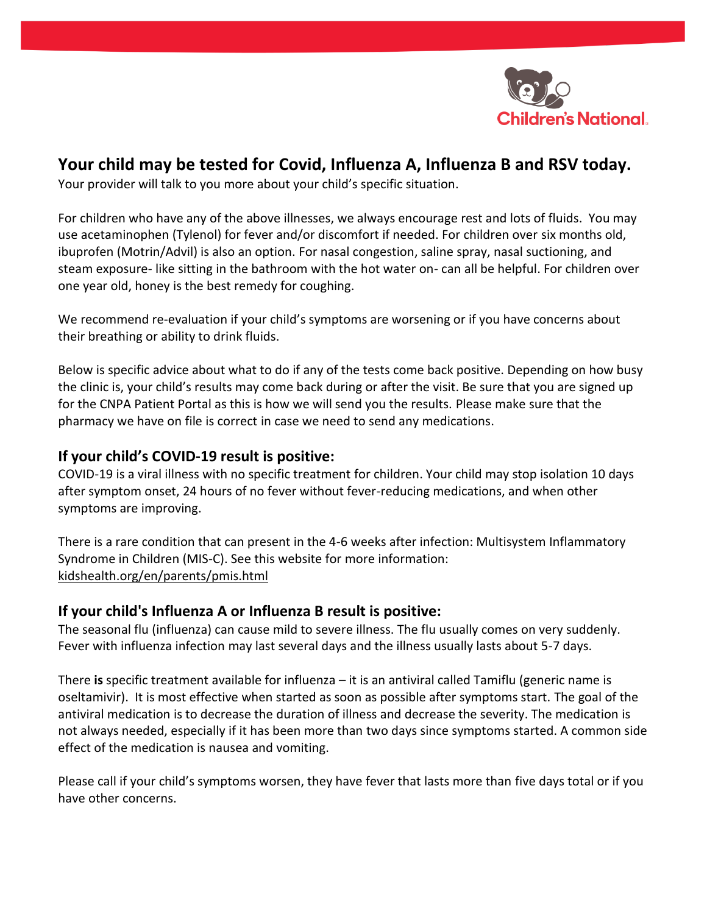Children's National

## Your child may be tested for Covid, Influenza A, Influenza B and RSV today.

Your provider will talk to you more about your child's specific situation.

For children who have any of the above illnesses, we always encourage rest and lots of fluids. You may use acetaminophen (Tylenol) for fever and/or discomfort if needed. For children over six months old, ibuprofen (Motrin/Advil) is also an option. For nasal congestion, saline spray, nasal suctioning, and steam exposure- like sitting in the bathroom with the hot water on- can all be helpful. For children over one year old, honey is the best remedy for coughing.

We recommend re-evaluation if your child's symptoms are worsening or if you have concerns about their breathing or ability to drink fluids.

Below is specific advice about what to do if any of the tests come back positive. Depending on how busy the clinic is, your child's results may come back during or after the visit. Be sure that you are signed up for the CNPA Patient Portal as this is how we will send you the results. Please make sure that the pharmacy we have on file is correct in case we need to send any medications.

### If your child's COVID-19 result is positive:

COVID-19 is a viral illness with no specific treatment for children. Your child may stop isolation 10 days after symptom onset, 24 hours of no fever without fever-reducing medications, and when other symptoms are improving.

There is a rare condition that can present in the 4-6 weeks after infection: Multisystem Inflammatory Syndrome in Children (MIS-C). See this website for more information: kidshealth.org/en/parents/pmis.html

### If your child's Influenza A or Influenza B result is positive:

The seasonal flu (influenza) can cause mild to severe illness. The flu usually comes on very suddenly. Fever with influenza infection may last several days and the illness usually lasts about 5-7 days.

There **is** specific treatment available for influenza – it is an antiviral called Tamiflu (generic name is oseltamivir). It is most effective when started as soon as possible after symptoms start. The goal of the antiviral medication is to decrease the duration of illness and decrease the severity. The medication is not always needed, especially if it has been more than two days since symptoms started. A common side effect of the medication is nausea and vomiting.

Please call if your child's symptoms worsen, they have fever that lasts more than five days total or if you have other concerns.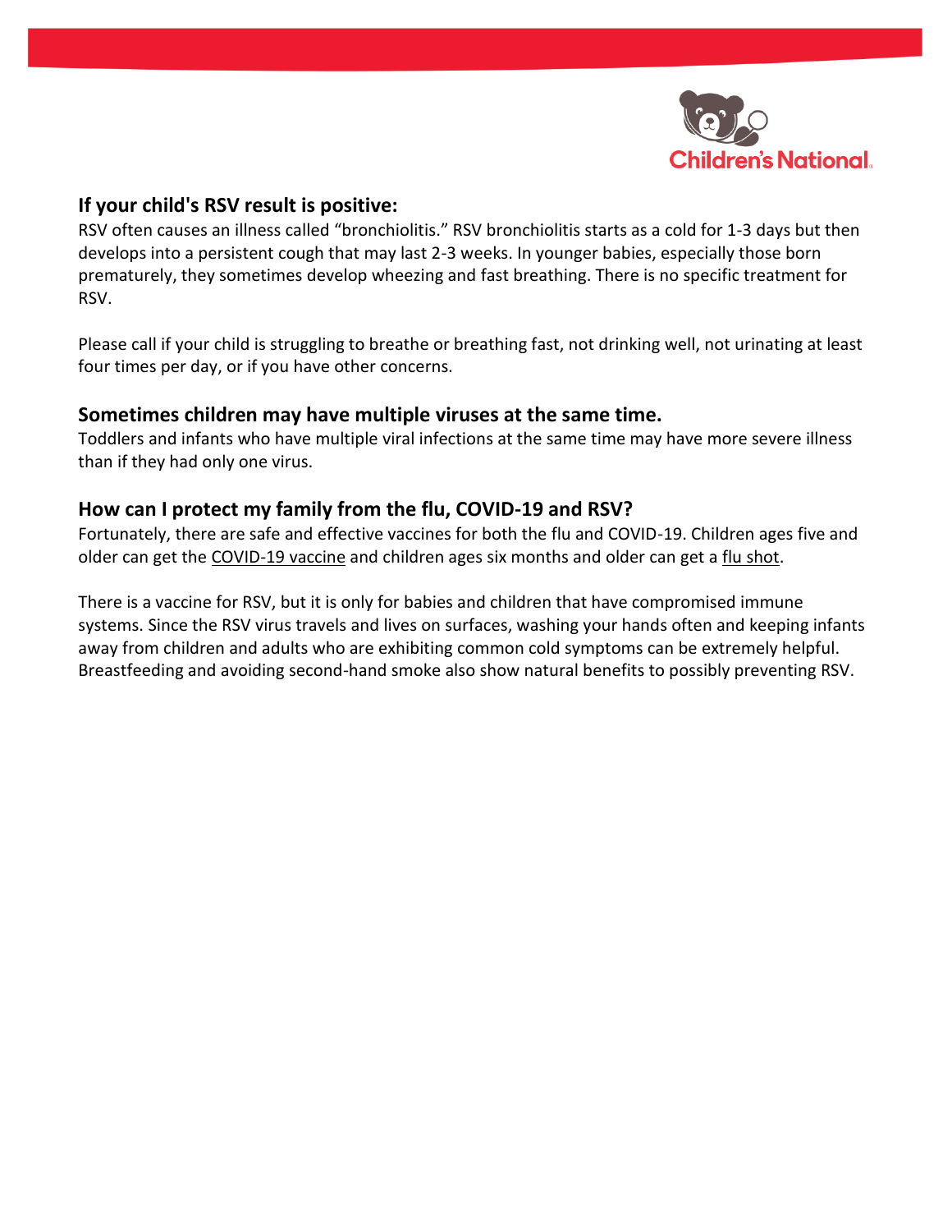## If your child's RSV result is positive:

RSV often causes an illness called "bronchiolitis." RSV bronchiolitis starts as a cold for 1-3 days but then develops into a persistent cough that may last 2-3 weeks. In younger babies, especially those born prematurely, they sometimes develop wheezing and fast breathing. There is no specific treatment for RSV.

Please call if your child is struggling to breathe or breathing fast, not drinking well, not urinating at least four times per day, or if you have other concerns.

## Sometimes children may have multiple viruses at the same time.

Toddlers and infants who have multiple viral infections at the same time may have more severe illness than if they had only one virus.

## How can I protect my family from the flu, COVID-19 and RSV?

Fortunately, there are safe and effective vaccines for both the flu and COVID-19. Children ages five and older can get the COVID-19 vaccine and children ages six months and older can get a flu shot.

There is a vaccine for RSV, but it is only for babies and children that have compromised immune systems. Since the RSV virus travels and lives on surfaces, washing your hands often and keeping infants away from children and adults who are exhibiting common cold symptoms can be extremely helpful. Breastfeeding and avoiding second-hand smoke also show natural benefits to possibly preventing RSV.